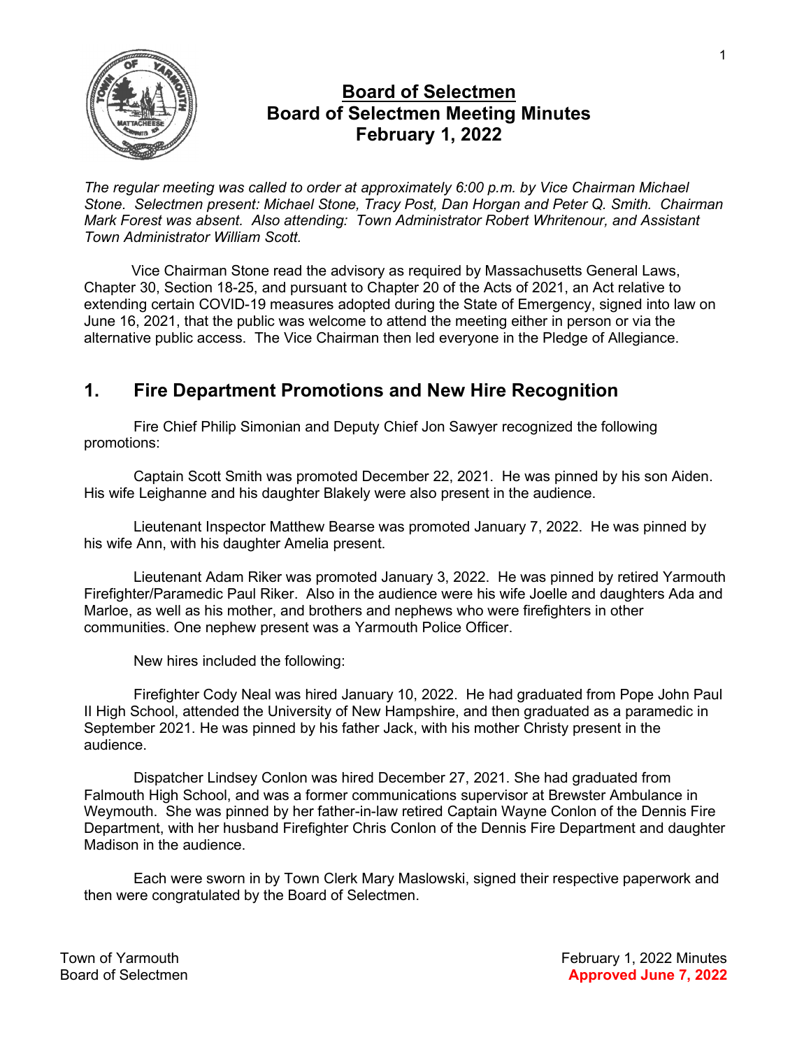# Board of Selectmen
## Board of Selectmen Meeting Minutes
## February 1, 2022

*The regular meeting was called to order at approximately 6:00 p.m. by Vice Chairman Michael Stone. Selectmen present: Michael Stone, Tracy Post, Dan Horgan and Peter Q. Smith. Chairman Mark Forest was absent. Also attending: Town Administrator Robert Whritenour, and Assistant Town Administrator William Scott.*

Vice Chairman Stone read the advisory as required by Massachusetts General Laws, Chapter 30, Section 18-25, and pursuant to Chapter 20 of the Acts of 2021, an Act relative to extending certain COVID-19 measures adopted during the State of Emergency, signed into law on June 16, 2021, that the public was welcome to attend the meeting either in person or via the alternative public access. The Vice Chairman then led everyone in the Pledge of Allegiance.

## 1. Fire Department Promotions and New Hire Recognition

Fire Chief Philip Simonian and Deputy Chief Jon Sawyer recognized the following promotions:

Captain Scott Smith was promoted December 22, 2021. He was pinned by his son Aiden. His wife Leighanne and his daughter Blakely were also present in the audience.

Lieutenant Inspector Matthew Bearse was promoted January 7, 2022. He was pinned by his wife Ann, with his daughter Amelia present.

Lieutenant Adam Riker was promoted January 3, 2022. He was pinned by retired Yarmouth Firefighter/Paramedic Paul Riker. Also in the audience were his wife Joelle and daughters Ada and Marloe, as well as his mother, and brothers and nephews who were firefighters in other communities. One nephew present was a Yarmouth Police Officer.

New hires included the following:

Firefighter Cody Neal was hired January 10, 2022. He had graduated from Pope John Paul II High School, attended the University of New Hampshire, and then graduated as a paramedic in September 2021. He was pinned by his father Jack, with his mother Christy present in the audience.

Dispatcher Lindsey Conlon was hired December 27, 2021. She had graduated from Falmouth High School, and was a former communications supervisor at Brewster Ambulance in Weymouth. She was pinned by her father-in-law retired Captain Wayne Conlon of the Dennis Fire Department, with her husband Firefighter Chris Conlon of the Dennis Fire Department and daughter Madison in the audience.

Each were sworn in by Town Clerk Mary Maslowski, signed their respective paperwork and then were congratulated by the Board of Selectmen.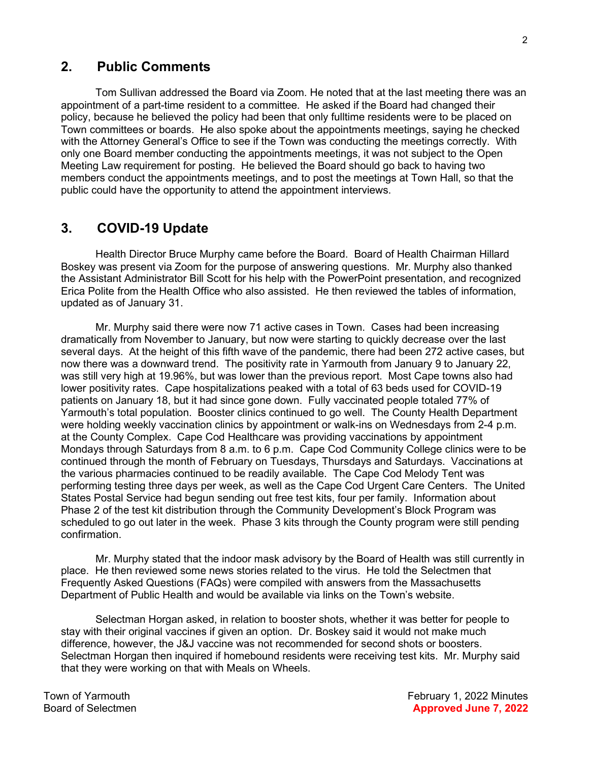## 2. Public Comments

Tom Sullivan addressed the Board via Zoom. He noted that at the last meeting there was an appointment of a part-time resident to a committee. He asked if the Board had changed their policy, because he believed the policy had been that only fulltime residents were to be placed on Town committees or boards. He also spoke about the appointments meetings, saying he checked with the Attorney General's Office to see if the Town was conducting the meetings correctly. With only one Board member conducting the appointments meetings, it was not subject to the Open Meeting Law requirement for posting. He believed the Board should go back to having two members conduct the appointments meetings, and to post the meetings at Town Hall, so that the public could have the opportunity to attend the appointment interviews.

## 3. COVID-19 Update

Health Director Bruce Murphy came before the Board. Board of Health Chairman Hillard Boskey was present via Zoom for the purpose of answering questions. Mr. Murphy also thanked the Assistant Administrator Bill Scott for his help with the PowerPoint presentation, and recognized Erica Polite from the Health Office who also assisted. He then reviewed the tables of information, updated as of January 31.

Mr. Murphy said there were now 71 active cases in Town. Cases had been increasing dramatically from November to January, but now were starting to quickly decrease over the last several days. At the height of this fifth wave of the pandemic, there had been 272 active cases, but now there was a downward trend. The positivity rate in Yarmouth from January 9 to January 22, was still very high at 19.96%, but was lower than the previous report. Most Cape towns also had lower positivity rates. Cape hospitalizations peaked with a total of 63 beds used for COVID-19 patients on January 18, but it had since gone down. Fully vaccinated people totaled 77% of Yarmouth's total population. Booster clinics continued to go well. The County Health Department were holding weekly vaccination clinics by appointment or walk-ins on Wednesdays from 2-4 p.m. at the County Complex. Cape Cod Healthcare was providing vaccinations by appointment Mondays through Saturdays from 8 a.m. to 6 p.m. Cape Cod Community College clinics were to be continued through the month of February on Tuesdays, Thursdays and Saturdays. Vaccinations at the various pharmacies continued to be readily available. The Cape Cod Melody Tent was performing testing three days per week, as well as the Cape Cod Urgent Care Centers. The United States Postal Service had begun sending out free test kits, four per family. Information about Phase 2 of the test kit distribution through the Community Development's Block Program was scheduled to go out later in the week. Phase 3 kits through the County program were still pending confirmation.

Mr. Murphy stated that the indoor mask advisory by the Board of Health was still currently in place. He then reviewed some news stories related to the virus. He told the Selectmen that Frequently Asked Questions (FAQs) were compiled with answers from the Massachusetts Department of Public Health and would be available via links on the Town's website.

Selectman Horgan asked, in relation to booster shots, whether it was better for people to stay with their original vaccines if given an option. Dr. Boskey said it would not make much difference, however, the J&J vaccine was not recommended for second shots or boosters. Selectman Horgan then inquired if homebound residents were receiving test kits. Mr. Murphy said that they were working on that with Meals on Wheels.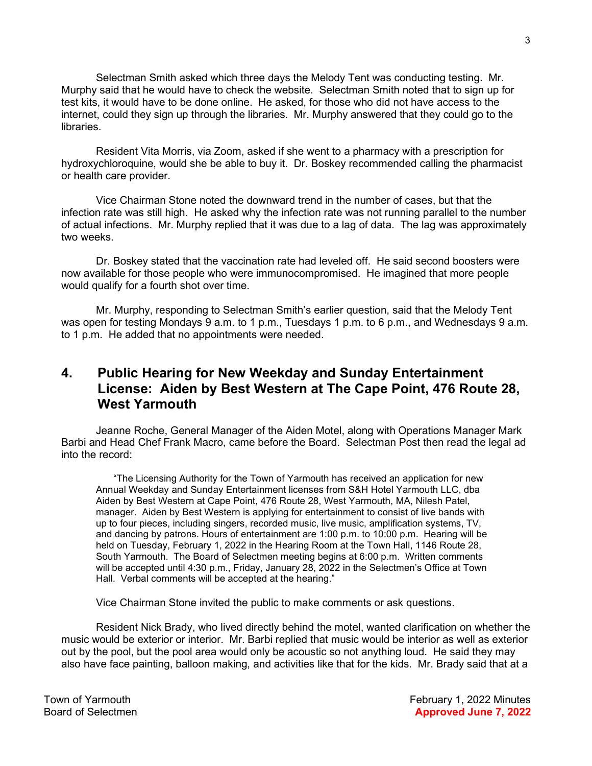Selectman Smith asked which three days the Melody Tent was conducting testing. Mr. Murphy said that he would have to check the website. Selectman Smith noted that to sign up for test kits, it would have to be done online. He asked, for those who did not have access to the internet, could they sign up through the libraries. Mr. Murphy answered that they could go to the libraries.

Resident Vita Morris, via Zoom, asked if she went to a pharmacy with a prescription for hydroxychloroquine, would she be able to buy it. Dr. Boskey recommended calling the pharmacist or health care provider.

Vice Chairman Stone noted the downward trend in the number of cases, but that the infection rate was still high. He asked why the infection rate was not running parallel to the number of actual infections. Mr. Murphy replied that it was due to a lag of data. The lag was approximately two weeks.

Dr. Boskey stated that the vaccination rate had leveled off. He said second boosters were now available for those people who were immunocompromised. He imagined that more people would qualify for a fourth shot over time.

Mr. Murphy, responding to Selectman Smith's earlier question, said that the Melody Tent was open for testing Mondays 9 a.m. to 1 p.m., Tuesdays 1 p.m. to 6 p.m., and Wednesdays 9 a.m. to 1 p.m. He added that no appointments were needed.

## 4. Public Hearing for New Weekday and Sunday Entertainment License: Aiden by Best Western at The Cape Point, 476 Route 28, West Yarmouth

Jeanne Roche, General Manager of the Aiden Motel, along with Operations Manager Mark Barbi and Head Chef Frank Macro, came before the Board. Selectman Post then read the legal ad into the record:

> "The Licensing Authority for the Town of Yarmouth has received an application for new Annual Weekday and Sunday Entertainment licenses from S&H Hotel Yarmouth LLC, dba Aiden by Best Western at Cape Point, 476 Route 28, West Yarmouth, MA, Nilesh Patel, manager. Aiden by Best Western is applying for entertainment to consist of live bands with up to four pieces, including singers, recorded music, live music, amplification systems, TV, and dancing by patrons. Hours of entertainment are 1:00 p.m. to 10:00 p.m. Hearing will be held on Tuesday, February 1, 2022 in the Hearing Room at the Town Hall, 1146 Route 28, South Yarmouth. The Board of Selectmen meeting begins at 6:00 p.m. Written comments will be accepted until 4:30 p.m., Friday, January 28, 2022 in the Selectmen's Office at Town Hall. Verbal comments will be accepted at the hearing."

Vice Chairman Stone invited the public to make comments or ask questions.

Resident Nick Brady, who lived directly behind the motel, wanted clarification on whether the music would be exterior or interior. Mr. Barbi replied that music would be interior as well as exterior out by the pool, but the pool area would only be acoustic so not anything loud. He said they may also have face painting, balloon making, and activities like that for the kids. Mr. Brady said that at a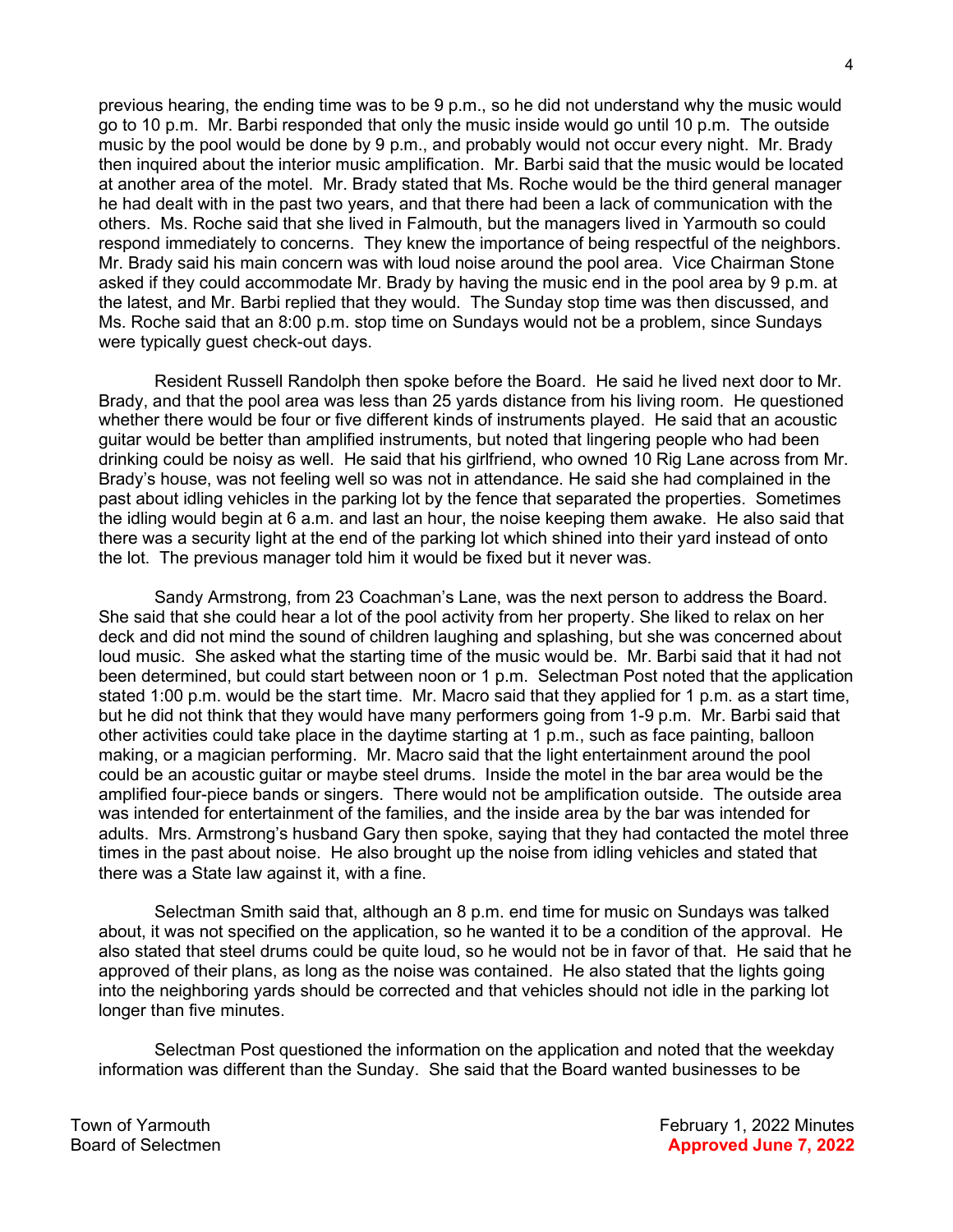previous hearing, the ending time was to be 9 p.m., so he did not understand why the music would go to 10 p.m. Mr. Barbi responded that only the music inside would go until 10 p.m. The outside music by the pool would be done by 9 p.m., and probably would not occur every night. Mr. Brady then inquired about the interior music amplification. Mr. Barbi said that the music would be located at another area of the motel. Mr. Brady stated that Ms. Roche would be the third general manager he had dealt with in the past two years, and that there had been a lack of communication with the others. Ms. Roche said that she lived in Falmouth, but the managers lived in Yarmouth so could respond immediately to concerns. They knew the importance of being respectful of the neighbors. Mr. Brady said his main concern was with loud noise around the pool area. Vice Chairman Stone asked if they could accommodate Mr. Brady by having the music end in the pool area by 9 p.m. at the latest, and Mr. Barbi replied that they would. The Sunday stop time was then discussed, and Ms. Roche said that an 8:00 p.m. stop time on Sundays would not be a problem, since Sundays were typically guest check-out days.

Resident Russell Randolph then spoke before the Board. He said he lived next door to Mr. Brady, and that the pool area was less than 25 yards distance from his living room. He questioned whether there would be four or five different kinds of instruments played. He said that an acoustic guitar would be better than amplified instruments, but noted that lingering people who had been drinking could be noisy as well. He said that his girlfriend, who owned 10 Rig Lane across from Mr. Brady's house, was not feeling well so was not in attendance. He said she had complained in the past about idling vehicles in the parking lot by the fence that separated the properties. Sometimes the idling would begin at 6 a.m. and last an hour, the noise keeping them awake. He also said that there was a security light at the end of the parking lot which shined into their yard instead of onto the lot. The previous manager told him it would be fixed but it never was.

Sandy Armstrong, from 23 Coachman's Lane, was the next person to address the Board. She said that she could hear a lot of the pool activity from her property. She liked to relax on her deck and did not mind the sound of children laughing and splashing, but she was concerned about loud music. She asked what the starting time of the music would be. Mr. Barbi said that it had not been determined, but could start between noon or 1 p.m. Selectman Post noted that the application stated 1:00 p.m. would be the start time. Mr. Macro said that they applied for 1 p.m. as a start time, but he did not think that they would have many performers going from 1-9 p.m. Mr. Barbi said that other activities could take place in the daytime starting at 1 p.m., such as face painting, balloon making, or a magician performing. Mr. Macro said that the light entertainment around the pool could be an acoustic guitar or maybe steel drums. Inside the motel in the bar area would be the amplified four-piece bands or singers. There would not be amplification outside. The outside area was intended for entertainment of the families, and the inside area by the bar was intended for adults. Mrs. Armstrong's husband Gary then spoke, saying that they had contacted the motel three times in the past about noise. He also brought up the noise from idling vehicles and stated that there was a State law against it, with a fine.

Selectman Smith said that, although an 8 p.m. end time for music on Sundays was talked about, it was not specified on the application, so he wanted it to be a condition of the approval. He also stated that steel drums could be quite loud, so he would not be in favor of that. He said that he approved of their plans, as long as the noise was contained. He also stated that the lights going into the neighboring yards should be corrected and that vehicles should not idle in the parking lot longer than five minutes.

Selectman Post questioned the information on the application and noted that the weekday information was different than the Sunday. She said that the Board wanted businesses to be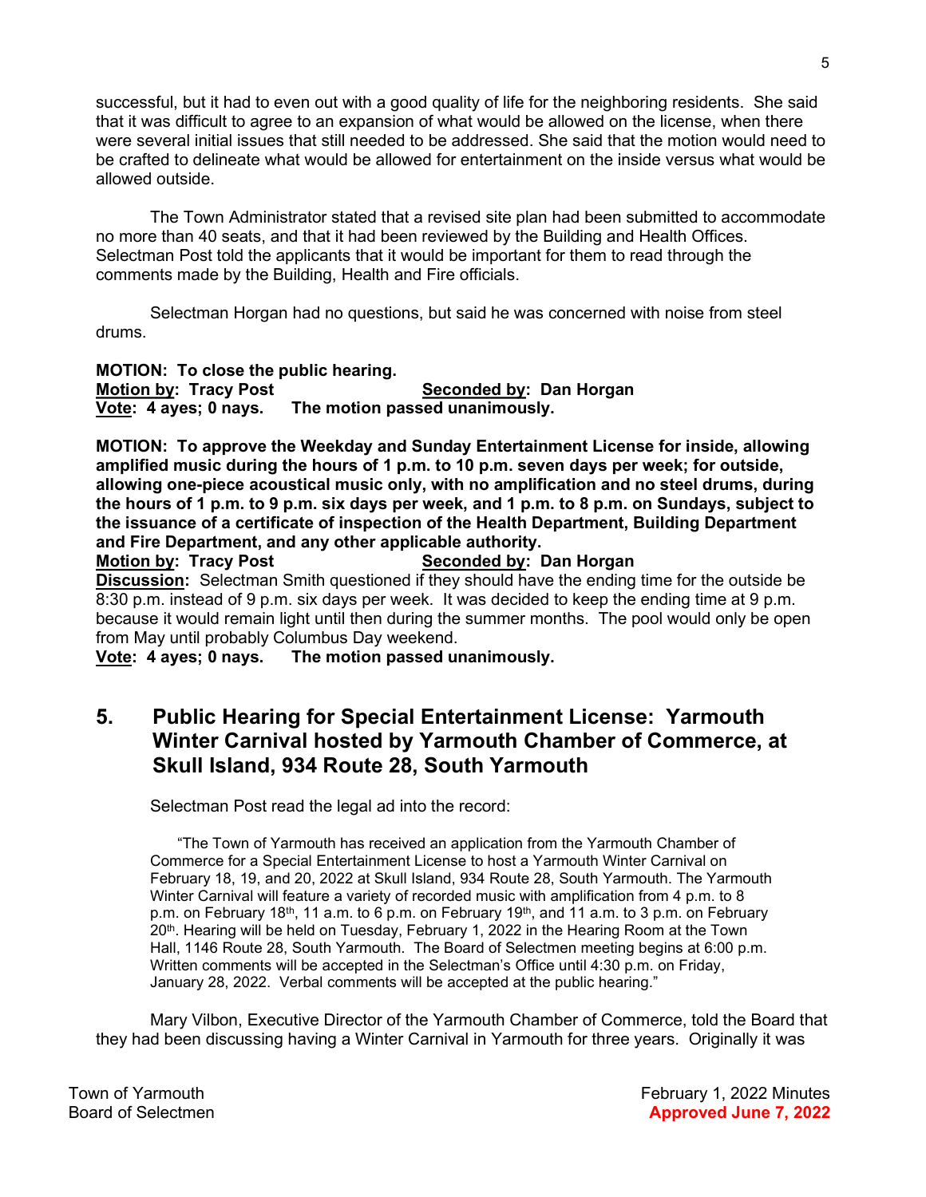successful, but it had to even out with a good quality of life for the neighboring residents. She said that it was difficult to agree to an expansion of what would be allowed on the license, when there were several initial issues that still needed to be addressed. She said that the motion would need to be crafted to delineate what would be allowed for entertainment on the inside versus what would be allowed outside.

The Town Administrator stated that a revised site plan had been submitted to accommodate no more than 40 seats, and that it had been reviewed by the Building and Health Offices. Selectman Post told the applicants that it would be important for them to read through the comments made by the Building, Health and Fire officials.

Selectman Horgan had no questions, but said he was concerned with noise from steel drums.

**MOTION: To close the public hearing.**
**<u>Motion by</u>: Tracy Post** **<u>Seconded by</u>: Dan Horgan**
**<u>Vote</u>: 4 ayes; 0 nays. The motion passed unanimously.**

**MOTION: To approve the Weekday and Sunday Entertainment License for inside, allowing amplified music during the hours of 1 p.m. to 10 p.m. seven days per week; for outside, allowing one-piece acoustical music only, with no amplification and no steel drums, during the hours of 1 p.m. to 9 p.m. six days per week, and 1 p.m. to 8 p.m. on Sundays, subject to the issuance of a certificate of inspection of the Health Department, Building Department and Fire Department, and any other applicable authority.**
**<u>Motion by</u>: Tracy Post** **<u>Seconded by</u>: Dan Horgan**
**<u>Discussion</u>:** Selectman Smith questioned if they should have the ending time for the outside be 8:30 p.m. instead of 9 p.m. six days per week. It was decided to keep the ending time at 9 p.m. because it would remain light until then during the summer months. The pool would only be open from May until probably Columbus Day weekend.
**<u>Vote</u>: 4 ayes; 0 nays. The motion passed unanimously.**

## 5. Public Hearing for Special Entertainment License: Yarmouth Winter Carnival hosted by Yarmouth Chamber of Commerce, at Skull Island, 934 Route 28, South Yarmouth

Selectman Post read the legal ad into the record:

> "The Town of Yarmouth has received an application from the Yarmouth Chamber of Commerce for a Special Entertainment License to host a Yarmouth Winter Carnival on February 18, 19, and 20, 2022 at Skull Island, 934 Route 28, South Yarmouth. The Yarmouth Winter Carnival will feature a variety of recorded music with amplification from 4 p.m. to 8 p.m. on February 18th, 11 a.m. to 6 p.m. on February 19th, and 11 a.m. to 3 p.m. on February 20th. Hearing will be held on Tuesday, February 1, 2022 in the Hearing Room at the Town Hall, 1146 Route 28, South Yarmouth. The Board of Selectmen meeting begins at 6:00 p.m. Written comments will be accepted in the Selectman's Office until 4:30 p.m. on Friday, January 28, 2022. Verbal comments will be accepted at the public hearing."

Mary Vilbon, Executive Director of the Yarmouth Chamber of Commerce, told the Board that they had been discussing having a Winter Carnival in Yarmouth for three years. Originally it was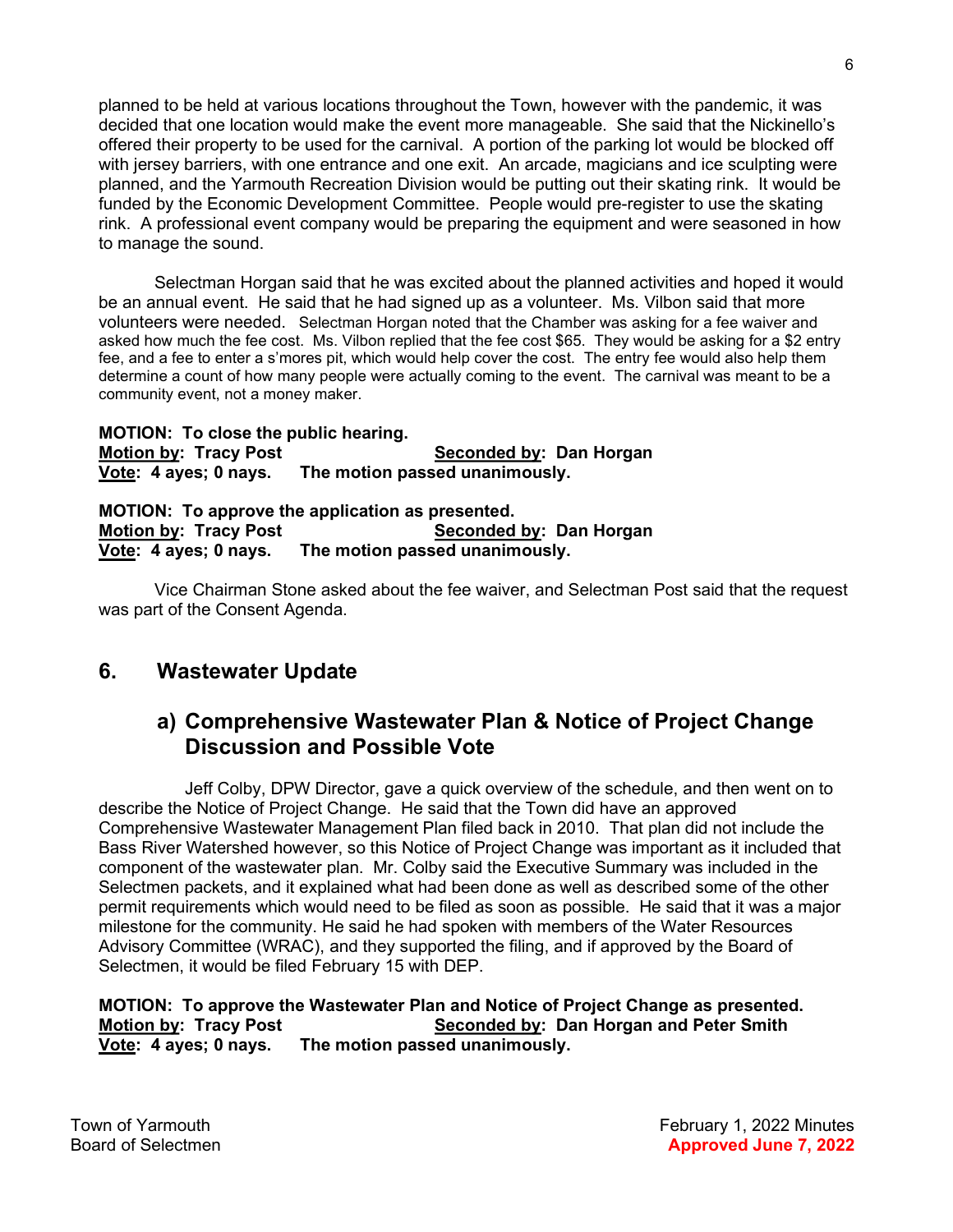planned to be held at various locations throughout the Town, however with the pandemic, it was decided that one location would make the event more manageable. She said that the Nickinello's offered their property to be used for the carnival. A portion of the parking lot would be blocked off with jersey barriers, with one entrance and one exit. An arcade, magicians and ice sculpting were planned, and the Yarmouth Recreation Division would be putting out their skating rink. It would be funded by the Economic Development Committee. People would pre-register to use the skating rink. A professional event company would be preparing the equipment and were seasoned in how to manage the sound.

Selectman Horgan said that he was excited about the planned activities and hoped it would be an annual event. He said that he had signed up as a volunteer. Ms. Vilbon said that more volunteers were needed. Selectman Horgan noted that the Chamber was asking for a fee waiver and asked how much the fee cost. Ms. Vilbon replied that the fee cost $65. They would be asking for a $2 entry fee, and a fee to enter a s'mores pit, which would help cover the cost. The entry fee would also help them determine a count of how many people were actually coming to the event. The carnival was meant to be a community event, not a money maker.

**MOTION: To close the public hearing.**
**Motion by: Tracy Post** **Seconded by: Dan Horgan**
**Vote: 4 ayes; 0 nays. The motion passed unanimously.**

**MOTION: To approve the application as presented.**
**Motion by: Tracy Post** **Seconded by: Dan Horgan**
**Vote: 4 ayes; 0 nays. The motion passed unanimously.**

Vice Chairman Stone asked about the fee waiver, and Selectman Post said that the request was part of the Consent Agenda.

## 6. Wastewater Update

### a) Comprehensive Wastewater Plan & Notice of Project Change Discussion and Possible Vote

Jeff Colby, DPW Director, gave a quick overview of the schedule, and then went on to describe the Notice of Project Change. He said that the Town did have an approved Comprehensive Wastewater Management Plan filed back in 2010. That plan did not include the Bass River Watershed however, so this Notice of Project Change was important as it included that component of the wastewater plan. Mr. Colby said the Executive Summary was included in the Selectmen packets, and it explained what had been done as well as described some of the other permit requirements which would need to be filed as soon as possible. He said that it was a major milestone for the community. He said he had spoken with members of the Water Resources Advisory Committee (WRAC), and they supported the filing, and if approved by the Board of Selectmen, it would be filed February 15 with DEP.

**MOTION: To approve the Wastewater Plan and Notice of Project Change as presented.**
**Motion by: Tracy Post** **Seconded by: Dan Horgan and Peter Smith**
**Vote: 4 ayes; 0 nays. The motion passed unanimously.**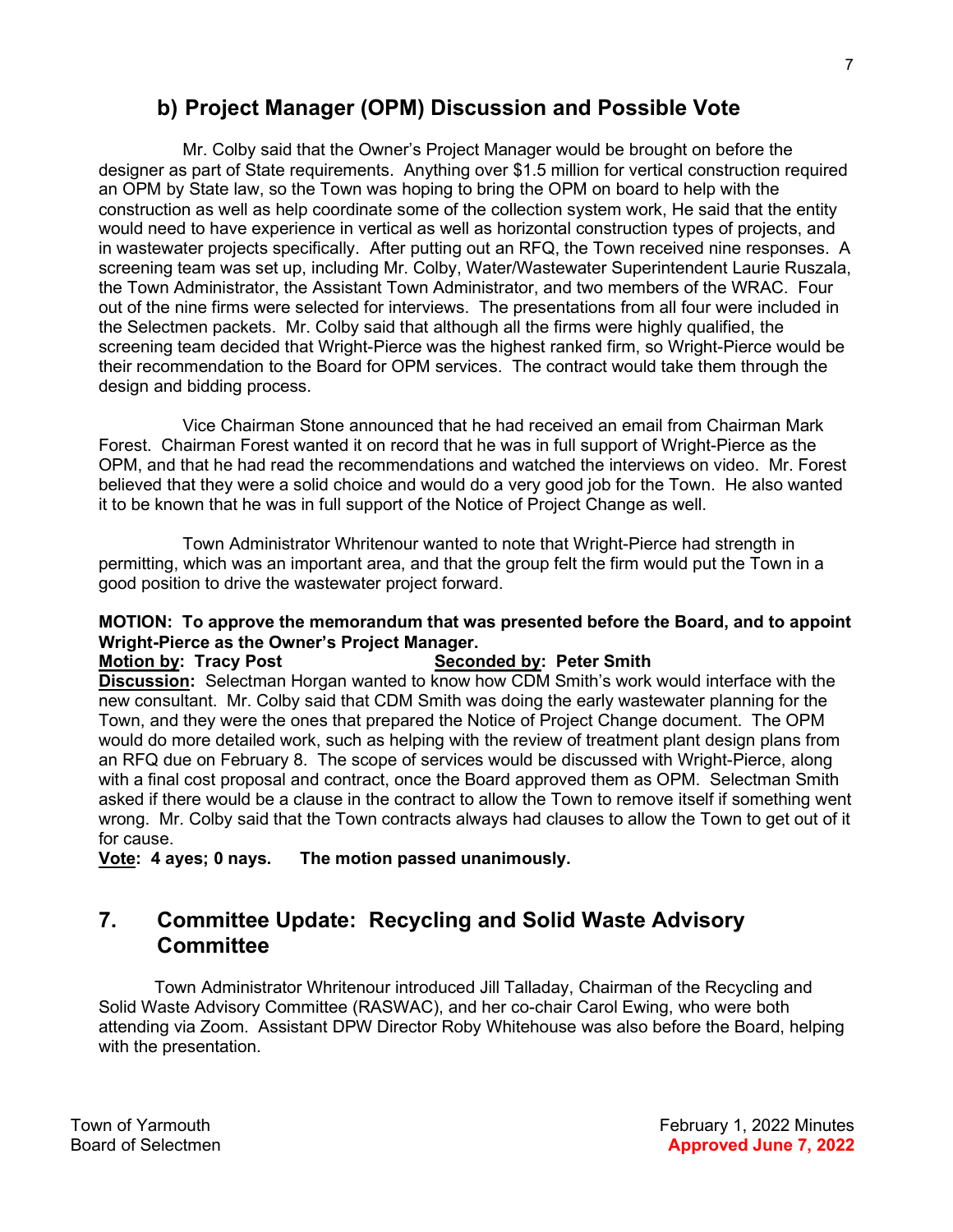## b) Project Manager (OPM) Discussion and Possible Vote

Mr. Colby said that the Owner's Project Manager would be brought on before the designer as part of State requirements. Anything over $1.5 million for vertical construction required an OPM by State law, so the Town was hoping to bring the OPM on board to help with the construction as well as help coordinate some of the collection system work, He said that the entity would need to have experience in vertical as well as horizontal construction types of projects, and in wastewater projects specifically. After putting out an RFQ, the Town received nine responses. A screening team was set up, including Mr. Colby, Water/Wastewater Superintendent Laurie Ruszala, the Town Administrator, the Assistant Town Administrator, and two members of the WRAC. Four out of the nine firms were selected for interviews. The presentations from all four were included in the Selectmen packets. Mr. Colby said that although all the firms were highly qualified, the screening team decided that Wright-Pierce was the highest ranked firm, so Wright-Pierce would be their recommendation to the Board for OPM services. The contract would take them through the design and bidding process.

Vice Chairman Stone announced that he had received an email from Chairman Mark Forest. Chairman Forest wanted it on record that he was in full support of Wright-Pierce as the OPM, and that he had read the recommendations and watched the interviews on video. Mr. Forest believed that they were a solid choice and would do a very good job for the Town. He also wanted it to be known that he was in full support of the Notice of Project Change as well.

Town Administrator Whritenour wanted to note that Wright-Pierce had strength in permitting, which was an important area, and that the group felt the firm would put the Town in a good position to drive the wastewater project forward.

**MOTION: To approve the memorandum that was presented before the Board, and to appoint Wright-Pierce as the Owner's Project Manager.**
**Motion by: Tracy Post** **Seconded by: Peter Smith**
**Discussion:** Selectman Horgan wanted to know how CDM Smith's work would interface with the new consultant. Mr. Colby said that CDM Smith was doing the early wastewater planning for the Town, and they were the ones that prepared the Notice of Project Change document. The OPM would do more detailed work, such as helping with the review of treatment plant design plans from an RFQ due on February 8. The scope of services would be discussed with Wright-Pierce, along with a final cost proposal and contract, once the Board approved them as OPM. Selectman Smith asked if there would be a clause in the contract to allow the Town to remove itself if something went wrong. Mr. Colby said that the Town contracts always had clauses to allow the Town to get out of it for cause.
**Vote: 4 ayes; 0 nays. The motion passed unanimously.**

## 7. Committee Update: Recycling and Solid Waste Advisory Committee

Town Administrator Whritenour introduced Jill Talladay, Chairman of the Recycling and Solid Waste Advisory Committee (RASWAC), and her co-chair Carol Ewing, who were both attending via Zoom. Assistant DPW Director Roby Whitehouse was also before the Board, helping with the presentation.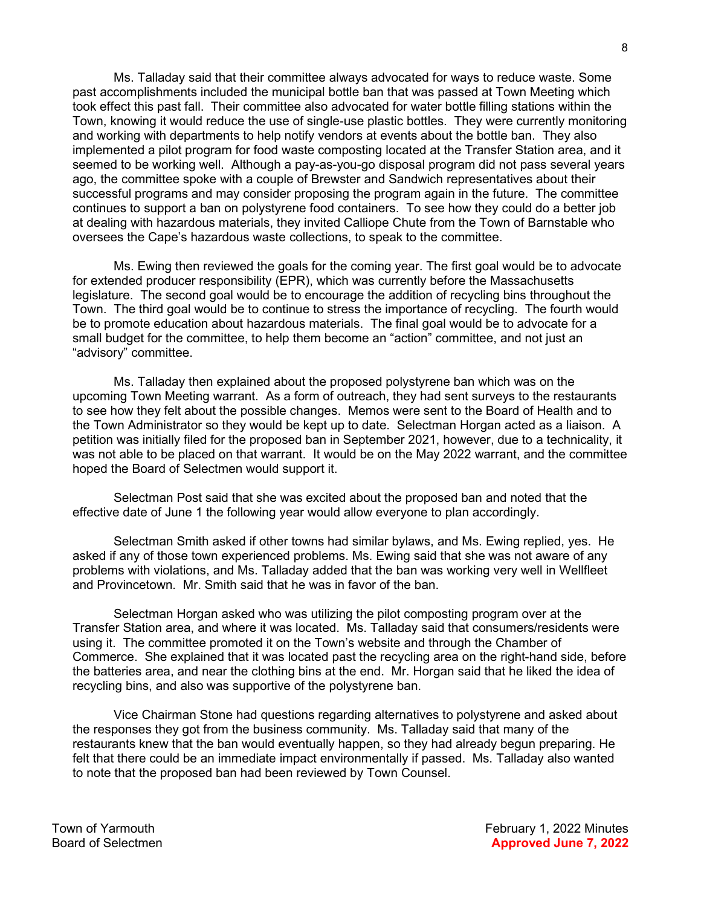Ms. Talladay said that their committee always advocated for ways to reduce waste. Some past accomplishments included the municipal bottle ban that was passed at Town Meeting which took effect this past fall. Their committee also advocated for water bottle filling stations within the Town, knowing it would reduce the use of single-use plastic bottles. They were currently monitoring and working with departments to help notify vendors at events about the bottle ban. They also implemented a pilot program for food waste composting located at the Transfer Station area, and it seemed to be working well. Although a pay-as-you-go disposal program did not pass several years ago, the committee spoke with a couple of Brewster and Sandwich representatives about their successful programs and may consider proposing the program again in the future. The committee continues to support a ban on polystyrene food containers. To see how they could do a better job at dealing with hazardous materials, they invited Calliope Chute from the Town of Barnstable who oversees the Cape's hazardous waste collections, to speak to the committee.

Ms. Ewing then reviewed the goals for the coming year. The first goal would be to advocate for extended producer responsibility (EPR), which was currently before the Massachusetts legislature. The second goal would be to encourage the addition of recycling bins throughout the Town. The third goal would be to continue to stress the importance of recycling. The fourth would be to promote education about hazardous materials. The final goal would be to advocate for a small budget for the committee, to help them become an "action" committee, and not just an "advisory" committee.

Ms. Talladay then explained about the proposed polystyrene ban which was on the upcoming Town Meeting warrant. As a form of outreach, they had sent surveys to the restaurants to see how they felt about the possible changes. Memos were sent to the Board of Health and to the Town Administrator so they would be kept up to date. Selectman Horgan acted as a liaison. A petition was initially filed for the proposed ban in September 2021, however, due to a technicality, it was not able to be placed on that warrant. It would be on the May 2022 warrant, and the committee hoped the Board of Selectmen would support it.

Selectman Post said that she was excited about the proposed ban and noted that the effective date of June 1 the following year would allow everyone to plan accordingly.

Selectman Smith asked if other towns had similar bylaws, and Ms. Ewing replied, yes. He asked if any of those town experienced problems. Ms. Ewing said that she was not aware of any problems with violations, and Ms. Talladay added that the ban was working very well in Wellfleet and Provincetown. Mr. Smith said that he was in favor of the ban.

Selectman Horgan asked who was utilizing the pilot composting program over at the Transfer Station area, and where it was located. Ms. Talladay said that consumers/residents were using it. The committee promoted it on the Town's website and through the Chamber of Commerce. She explained that it was located past the recycling area on the right-hand side, before the batteries area, and near the clothing bins at the end. Mr. Horgan said that he liked the idea of recycling bins, and also was supportive of the polystyrene ban.

Vice Chairman Stone had questions regarding alternatives to polystyrene and asked about the responses they got from the business community. Ms. Talladay said that many of the restaurants knew that the ban would eventually happen, so they had already begun preparing. He felt that there could be an immediate impact environmentally if passed. Ms. Talladay also wanted to note that the proposed ban had been reviewed by Town Counsel.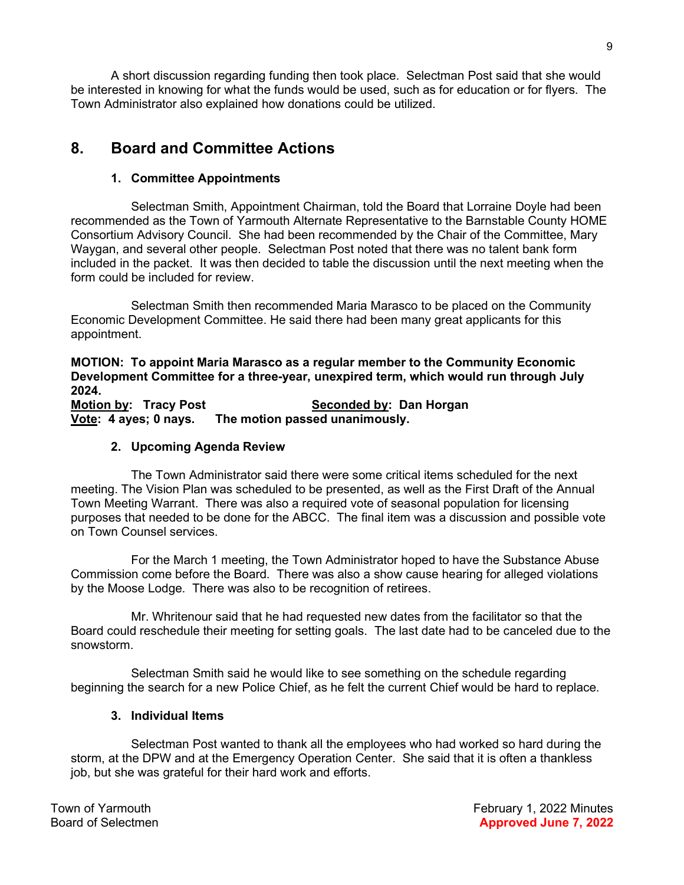A short discussion regarding funding then took place. Selectman Post said that she would be interested in knowing for what the funds would be used, such as for education or for flyers. The Town Administrator also explained how donations could be utilized.

## 8. Board and Committee Actions

### 1. Committee Appointments

Selectman Smith, Appointment Chairman, told the Board that Lorraine Doyle had been recommended as the Town of Yarmouth Alternate Representative to the Barnstable County HOME Consortium Advisory Council. She had been recommended by the Chair of the Committee, Mary Waygan, and several other people. Selectman Post noted that there was no talent bank form included in the packet. It was then decided to table the discussion until the next meeting when the form could be included for review.

Selectman Smith then recommended Maria Marasco to be placed on the Community Economic Development Committee. He said there had been many great applicants for this appointment.

**MOTION: To appoint Maria Marasco as a regular member to the Community Economic Development Committee for a three-year, unexpired term, which would run through July 2024.**
**Motion by: Tracy Post** **Seconded by: Dan Horgan**
**Vote: 4 ayes; 0 nays. The motion passed unanimously.**

### 2. Upcoming Agenda Review

The Town Administrator said there were some critical items scheduled for the next meeting. The Vision Plan was scheduled to be presented, as well as the First Draft of the Annual Town Meeting Warrant. There was also a required vote of seasonal population for licensing purposes that needed to be done for the ABCC. The final item was a discussion and possible vote on Town Counsel services.

For the March 1 meeting, the Town Administrator hoped to have the Substance Abuse Commission come before the Board. There was also a show cause hearing for alleged violations by the Moose Lodge. There was also to be recognition of retirees.

Mr. Whritenour said that he had requested new dates from the facilitator so that the Board could reschedule their meeting for setting goals. The last date had to be canceled due to the snowstorm.

Selectman Smith said he would like to see something on the schedule regarding beginning the search for a new Police Chief, as he felt the current Chief would be hard to replace.

### 3. Individual Items

Selectman Post wanted to thank all the employees who had worked so hard during the storm, at the DPW and at the Emergency Operation Center. She said that it is often a thankless job, but she was grateful for their hard work and efforts.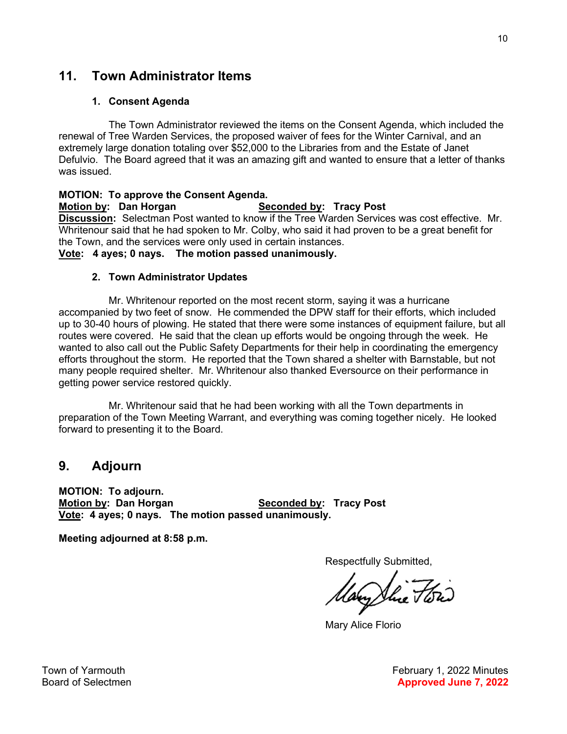## 11. Town Administrator Items

### 1. Consent Agenda

The Town Administrator reviewed the items on the Consent Agenda, which included the renewal of Tree Warden Services, the proposed waiver of fees for the Winter Carnival, and an extremely large donation totaling over $52,000 to the Libraries from and the Estate of Janet Defulvio. The Board agreed that it was an amazing gift and wanted to ensure that a letter of thanks was issued.

**MOTION: To approve the Consent Agenda.**
**Motion by: Dan Horgan** **Seconded by: Tracy Post**
**Discussion:** Selectman Post wanted to know if the Tree Warden Services was cost effective. Mr. Whritenour said that he had spoken to Mr. Colby, who said it had proven to be a great benefit for the Town, and the services were only used in certain instances.
**Vote: 4 ayes; 0 nays. The motion passed unanimously.**

### 2. Town Administrator Updates

Mr. Whritenour reported on the most recent storm, saying it was a hurricane accompanied by two feet of snow. He commended the DPW staff for their efforts, which included up to 30-40 hours of plowing. He stated that there were some instances of equipment failure, but all routes were covered. He said that the clean up efforts would be ongoing through the week. He wanted to also call out the Public Safety Departments for their help in coordinating the emergency efforts throughout the storm. He reported that the Town shared a shelter with Barnstable, but not many people required shelter. Mr. Whritenour also thanked Eversource on their performance in getting power service restored quickly.

Mr. Whritenour said that he had been working with all the Town departments in preparation of the Town Meeting Warrant, and everything was coming together nicely. He looked forward to presenting it to the Board.

## 9. Adjourn

**MOTION: To adjourn.**
**Motion by: Dan Horgan** **Seconded by: Tracy Post**
**Vote: 4 ayes; 0 nays. The motion passed unanimously.**

**Meeting adjourned at 8:58 p.m.**

Respectfully Submitted,

Mary Alice Florio

Town of Yarmouth
Board of Selectmen

February 1, 2022 Minutes
**Approved June 7, 2022**